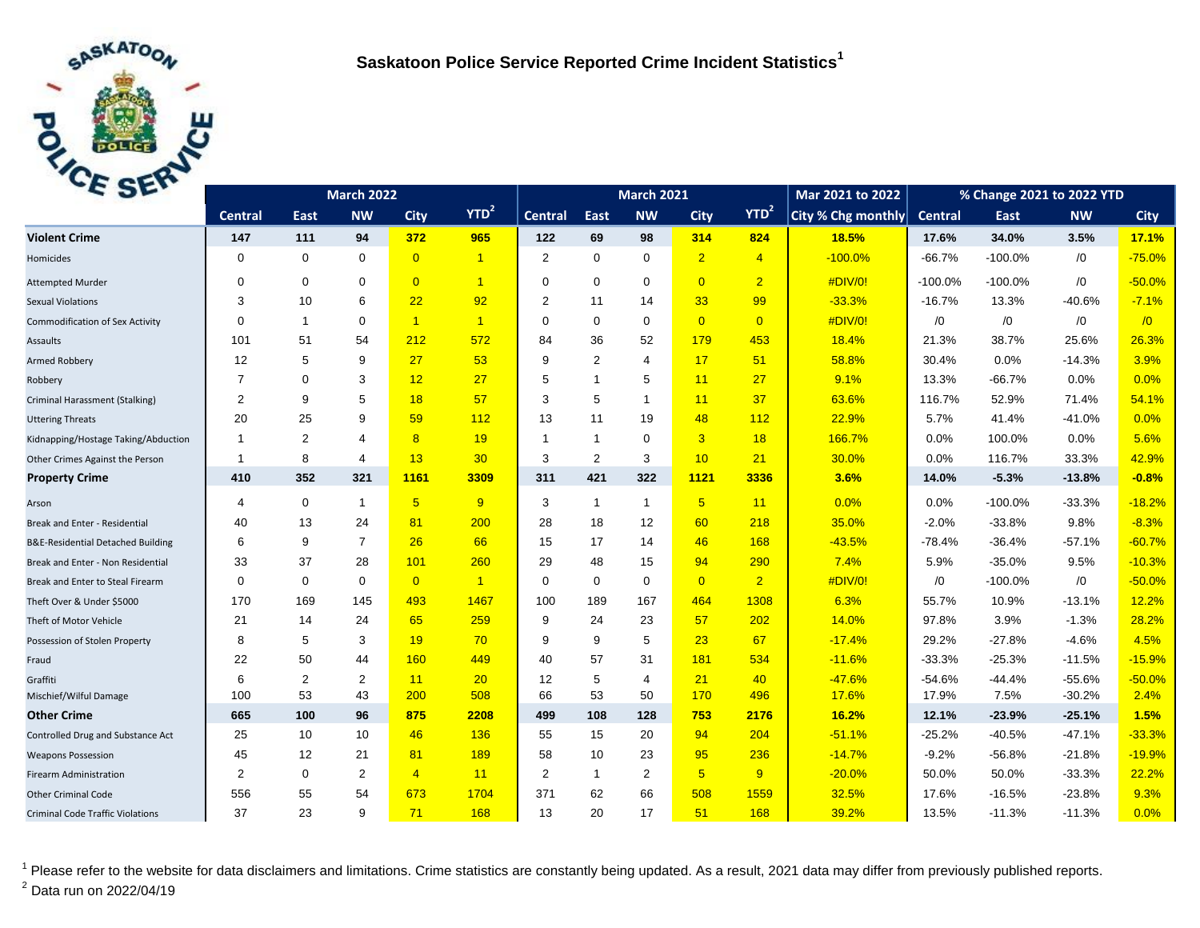## Saskatoon Police Service Reported Crime Incident Statistics[1]

| | March 2022 | | | | | March 2021 | | | | | Mar 2021 to 2022 | % Change 2021 to 2022 YTD | | | |
|---|---|---|---|---|---|---|---|---|---|---|---|---|---|---|---|
| | Central | East | NW | City | YTD[2] | Central | East | NW | City | YTD[2] | City % Chg monthly | Central | East | NW | City |
| **Violent Crime** | **147** | **111** | **94** | **372** | **965** | **122** | **69** | **98** | **314** | **824** | **18.5%** | **17.6%** | **34.0%** | **3.5%** | **17.1%** |
| Homicides | 0 | 0 | 0 | 0 | 1 | 2 | 0 | 0 | 2 | 4 | -100.0% | -66.7% | -100.0% | /0 | -75.0% |
| Attempted Murder | 0 | 0 | 0 | 0 | 1 | 0 | 0 | 0 | 0 | 2 | #DIV/0! | -100.0% | -100.0% | /0 | -50.0% |
| Sexual Violations | 3 | 10 | 6 | 22 | 92 | 2 | 11 | 14 | 33 | 99 | -33.3% | -16.7% | 13.3% | -40.6% | -7.1% |
| Commodification of Sex Activity | 0 | 1 | 0 | 1 | 1 | 0 | 0 | 0 | 0 | 0 | #DIV/0! | /0 | /0 | /0 | /0 |
| Assaults | 101 | 51 | 54 | 212 | 572 | 84 | 36 | 52 | 179 | 453 | 18.4% | 21.3% | 38.7% | 25.6% | 26.3% |
| Armed Robbery | 12 | 5 | 9 | 27 | 53 | 9 | 2 | 4 | 17 | 51 | 58.8% | 30.4% | 0.0% | -14.3% | 3.9% |
| Robbery | 7 | 0 | 3 | 12 | 27 | 5 | 1 | 5 | 11 | 27 | 9.1% | 13.3% | -66.7% | 0.0% | 0.0% |
| Criminal Harassment (Stalking) | 2 | 9 | 5 | 18 | 57 | 3 | 5 | 1 | 11 | 37 | 63.6% | 116.7% | 52.9% | 71.4% | 54.1% |
| Uttering Threats | 20 | 25 | 9 | 59 | 112 | 13 | 11 | 19 | 48 | 112 | 22.9% | 5.7% | 41.4% | -41.0% | 0.0% |
| Kidnapping/Hostage Taking/Abduction | 1 | 2 | 4 | 8 | 19 | 1 | 1 | 0 | 3 | 18 | 166.7% | 0.0% | 100.0% | 0.0% | 5.6% |
| Other Crimes Against the Person | 1 | 8 | 4 | 13 | 30 | 3 | 2 | 3 | 10 | 21 | 30.0% | 0.0% | 116.7% | 33.3% | 42.9% |
| **Property Crime** | **410** | **352** | **321** | **1161** | **3309** | **311** | **421** | **322** | **1121** | **3336** | **3.6%** | **14.0%** | **-5.3%** | **-13.8%** | **-0.8%** |
| Arson | 4 | 0 | 1 | 5 | 9 | 3 | 1 | 1 | 5 | 11 | 0.0% | 0.0% | -100.0% | -33.3% | -18.2% |
| Break and Enter - Residential | 40 | 13 | 24 | 81 | 200 | 28 | 18 | 12 | 60 | 218 | 35.0% | -2.0% | -33.8% | 9.8% | -8.3% |
| B&E-Residential Detached Building | 6 | 9 | 7 | 26 | 66 | 15 | 17 | 14 | 46 | 168 | -43.5% | -78.4% | -36.4% | -57.1% | -60.7% |
| Break and Enter - Non Residential | 33 | 37 | 28 | 101 | 260 | 29 | 48 | 15 | 94 | 290 | 7.4% | 5.9% | -35.0% | 9.5% | -10.3% |
| Break and Enter to Steal Firearm | 0 | 0 | 0 | 0 | 1 | 0 | 0 | 0 | 0 | 2 | #DIV/0! | /0 | -100.0% | /0 | -50.0% |
| Theft Over & Under $5000 | 170 | 169 | 145 | 493 | 1467 | 100 | 189 | 167 | 464 | 1308 | 6.3% | 55.7% | 10.9% | -13.1% | 12.2% |
| Theft of Motor Vehicle | 21 | 14 | 24 | 65 | 259 | 9 | 24 | 23 | 57 | 202 | 14.0% | 97.8% | 3.9% | -1.3% | 28.2% |
| Possession of Stolen Property | 8 | 5 | 3 | 19 | 70 | 9 | 9 | 5 | 23 | 67 | -17.4% | 29.2% | -27.8% | -4.6% | 4.5% |
| Fraud | 22 | 50 | 44 | 160 | 449 | 40 | 57 | 31 | 181 | 534 | -11.6% | -33.3% | -25.3% | -11.5% | -15.9% |
| Graffiti | 6 | 2 | 2 | 11 | 20 | 12 | 5 | 4 | 21 | 40 | -47.6% | -54.6% | -44.4% | -55.6% | -50.0% |
| Mischief/Wilful Damage | 100 | 53 | 43 | 200 | 508 | 66 | 53 | 50 | 170 | 496 | 17.6% | 17.9% | 7.5% | -30.2% | 2.4% |
| **Other Crime** | **665** | **100** | **96** | **875** | **2208** | **499** | **108** | **128** | **753** | **2176** | **16.2%** | **12.1%** | **-23.9%** | **-25.1%** | **1.5%** |
| Controlled Drug and Substance Act | 25 | 10 | 10 | 46 | 136 | 55 | 15 | 20 | 94 | 204 | -51.1% | -25.2% | -40.5% | -47.1% | -33.3% |
| Weapons Possession | 45 | 12 | 21 | 81 | 189 | 58 | 10 | 23 | 95 | 236 | -14.7% | -9.2% | -56.8% | -21.8% | -19.9% |
| Firearm Administration | 2 | 0 | 2 | 4 | 11 | 2 | 1 | 2 | 5 | 9 | -20.0% | 50.0% | 50.0% | -33.3% | 22.2% |
| Other Criminal Code | 556 | 55 | 54 | 673 | 1704 | 371 | 62 | 66 | 508 | 1559 | 32.5% | 17.6% | -16.5% | -23.8% | 9.3% |
| Criminal Code Traffic Violations | 37 | 23 | 9 | 71 | 168 | 13 | 20 | 17 | 51 | 168 | 39.2% | 13.5% | -11.3% | -11.3% | 0.0% |

[1] Please refer to the website for data disclaimers and limitations. Crime statistics are constantly being updated. As a result, 2021 data may differ from previously published reports.

[2] Data run on 2022/04/19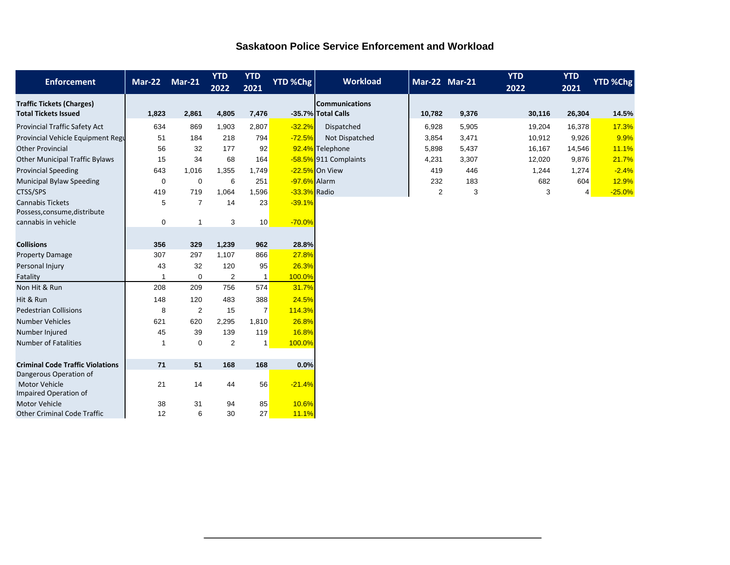## Saskatoon Police Service Enforcement and Workload

| Enforcement | Mar-22 | Mar-21 | YTD 2022 | YTD 2021 | YTD %Chg |
|---|---|---|---|---|---|
| **Traffic Tickets (Charges)** | | | | | |
| **Total Tickets Issued** | **1,823** | **2,861** | **4,805** | **7,476** | **-35.7%** |
| Provincial Traffic Safety Act | 634 | 869 | 1,903 | 2,807 | -32.2% |
| Provincial Vehicle Equipment Regu | 51 | 184 | 218 | 794 | -72.5% |
| Other Provincial | 56 | 32 | 177 | 92 | 92.4% |
| Other Municipal Traffic Bylaws | 15 | 34 | 68 | 164 | -58.5% |
| Provincial Speeding | 643 | 1,016 | 1,355 | 1,749 | -22.5% |
| Municipal Bylaw Speeding | 0 | 0 | 6 | 251 | -97.6% |
| CTSS/SPS | 419 | 719 | 1,064 | 1,596 | -33.3% |
| Cannabis Tickets | 5 | 7 | 14 | 23 | -39.1% |
| Possess,consume,distribute cannabis in vehicle | 0 | 1 | 3 | 10 | -70.0% |
| **Collisions** | **356** | **329** | **1,239** | **962** | **28.8%** |
| Property Damage | 307 | 297 | 1,107 | 866 | 27.8% |
| Personal Injury | 43 | 32 | 120 | 95 | 26.3% |
| Fatality | 1 | 0 | 2 | 1 | 100.0% |
| Non Hit & Run | 208 | 209 | 756 | 574 | 31.7% |
| Hit & Run | 148 | 120 | 483 | 388 | 24.5% |
| Pedestrian Collisions | 8 | 2 | 15 | 7 | 114.3% |
| Number Vehicles | 621 | 620 | 2,295 | 1,810 | 26.8% |
| Number Injured | 45 | 39 | 139 | 119 | 16.8% |
| Number of Fatalities | 1 | 0 | 2 | 1 | 100.0% |
| **Criminal Code Traffic Violations** | **71** | **51** | **168** | **168** | **0.0%** |
| Dangerous Operation of Motor Vehicle | 21 | 14 | 44 | 56 | -21.4% |
| Impaired Operation of Motor Vehicle | 38 | 31 | 94 | 85 | 10.6% |
| Other Criminal Code Traffic | 12 | 6 | 30 | 27 | 11.1% |

| Workload | Mar-22 | Mar-21 | YTD 2022 | YTD 2021 | YTD %Chg |
|---|---|---|---|---|---|
| **Communications** | | | | | |
| **Total Calls** | **10,782** | **9,376** | **30,116** | **26,304** | **14.5%** |
| Dispatched | 6,928 | 5,905 | 19,204 | 16,378 | 17.3% |
| Not Dispatched | 3,854 | 3,471 | 10,912 | 9,926 | 9.9% |
| Telephone | 5,898 | 5,437 | 16,167 | 14,546 | 11.1% |
| 911 Complaints | 4,231 | 3,307 | 12,020 | 9,876 | 21.7% |
| On View | 419 | 446 | 1,244 | 1,274 | -2.4% |
| Alarm | 232 | 183 | 682 | 604 | 12.9% |
| Radio | 2 | 3 | 3 | 4 | -25.0% |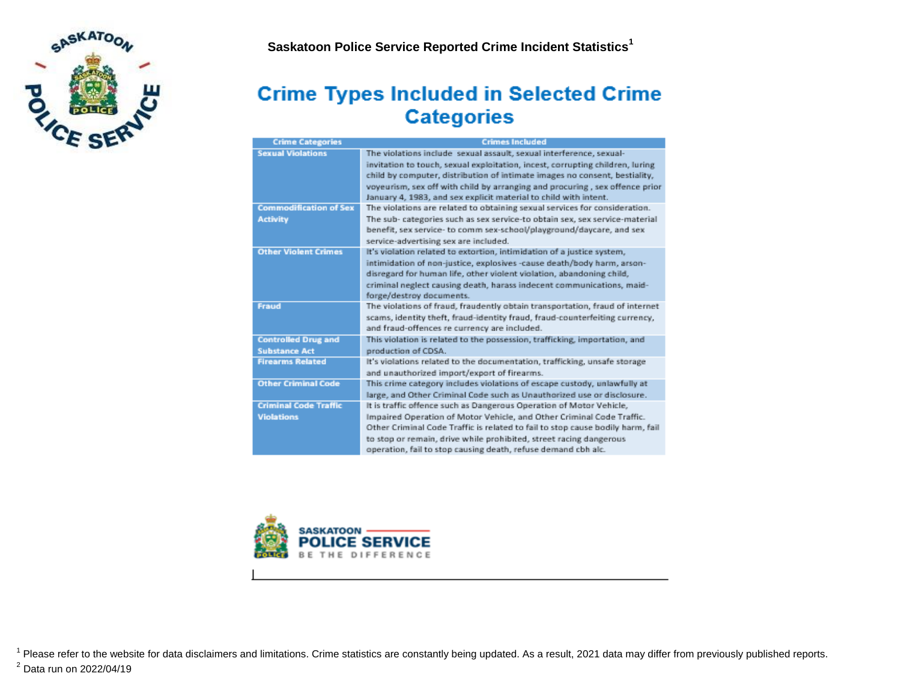**Saskatoon Police Service Reported Crime Incident Statistics**[1]

# Crime Types Included in Selected Crime Categories

| Crime Categories | Crimes Included |
|---|---|
| Sexual Violations | The violations include sexual assault, sexual interference, sexual-invitation to touch, sexual exploitation, incest, corrupting children, luring child by computer, distribution of intimate images no consent, bestiality, voyeurism, sex off with child by arranging and procuring , sex offence prior January 4, 1983, and sex explicit material to child with intent. |
| Commodification of Sex Activity | The violations are related to obtaining sexual services for consideration. The sub- categories such as sex service-to obtain sex, sex service-material benefit, sex service- to comm sex-school/playground/daycare, and sex service-advertising sex are included. |
| Other Violent Crimes | It's violation related to extortion, intimidation of a justice system, intimidation of non-justice, explosives -cause death/body harm, arson-disregard for human life, other violent violation, abandoning child, criminal neglect causing death, harass indecent communications, maid-forge/destroy documents. |
| Fraud | The violations of fraud, fraudently obtain transportation, fraud of internet scams, identity theft, fraud-identity fraud, fraud-counterfeiting currency, and fraud-offences re currency are included. |
| Controlled Drug and Substance Act | This violation is related to the possession, trafficking, importation, and production of CDSA. |
| Firearms Related | It's violations related to the documentation, trafficking, unsafe storage and unauthorized import/export of firearms. |
| Other Criminal Code | This crime category includes violations of escape custody, unlawfully at large, and Other Criminal Code such as Unauthorized use or disclosure. |
| Criminal Code Traffic Violations | It is traffic offence such as Dangerous Operation of Motor Vehicle, Impaired Operation of Motor Vehicle, and Other Criminal Code Traffic. Other Criminal Code Traffic is related to fail to stop cause bodily harm, fail to stop or remain, drive while prohibited, street racing dangerous operation, fail to stop causing death, refuse demand cbh alc. |

[1] Please refer to the website for data disclaimers and limitations. Crime statistics are constantly being updated. As a result, 2021 data may differ from previously published reports.

[2] Data run on 2022/04/19